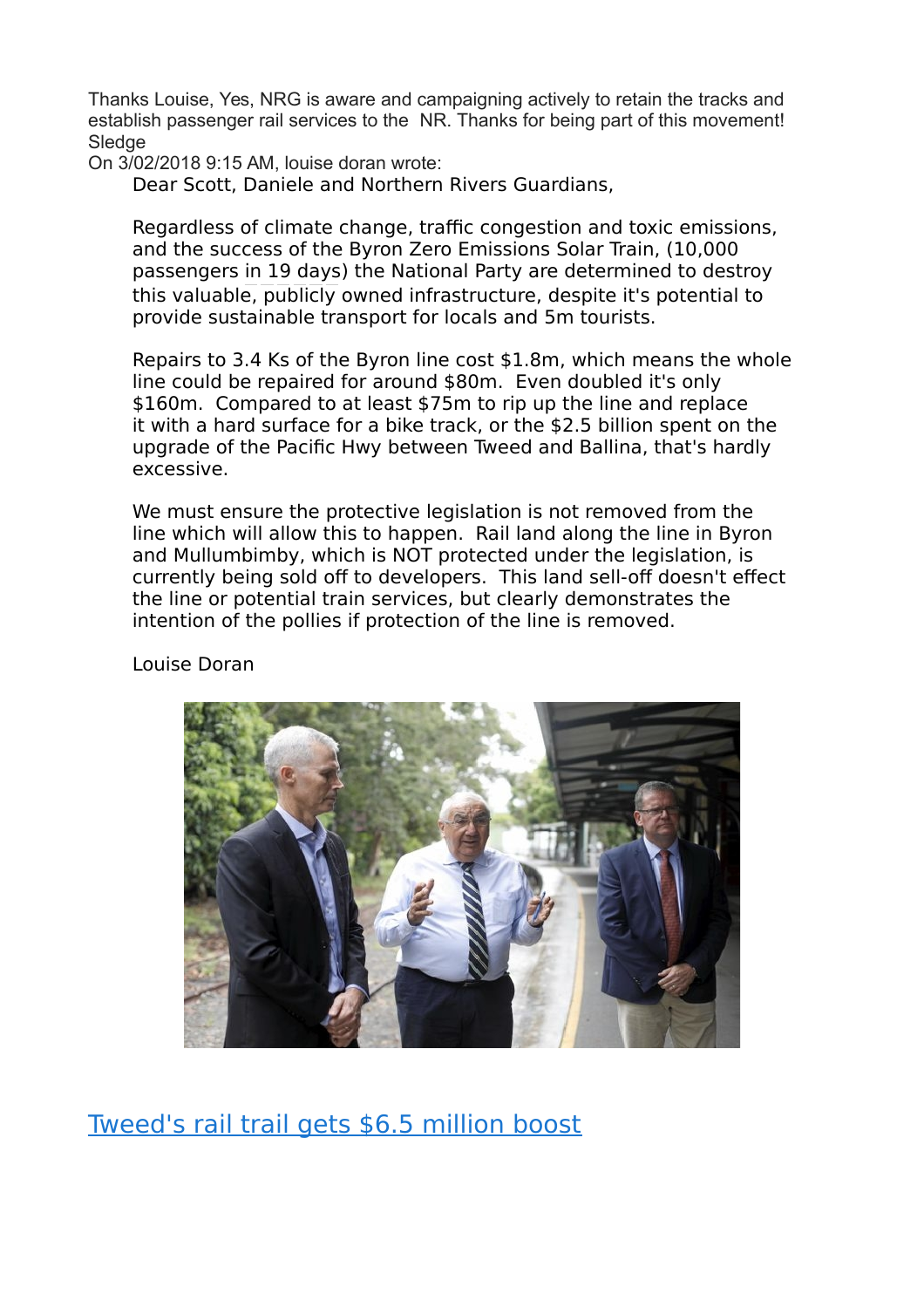Thanks Louise, Yes, NRG is aware and campaigning actively to retain the tracks and establish passenger rail services to the NR. Thanks for being part of this movement!
Sledge

On 3/02/2018 9:15 AM, louise doran wrote:

> Dear Scott, Daniele and Northern Rivers Guardians,
>
> Regardless of climate change, traffic congestion and toxic emissions, and the success of the Byron Zero Emissions Solar Train, (10,000 passengers in 19 days) the National Party are determined to destroy this valuable, publicly owned infrastructure, despite it's potential to provide sustainable transport for locals and 5m tourists.
>
> Repairs to 3.4 Ks of the Byron line cost $1.8m, which means the whole line could be repaired for around $80m. Even doubled it's only $160m. Compared to at least $75m to rip up the line and replace it with a hard surface for a bike track, or the $2.5 billion spent on the upgrade of the Pacific Hwy between Tweed and Ballina, that's hardly excessive.
>
> We must ensure the protective legislation is not removed from the line which will allow this to happen. Rail land along the line in Byron and Mullumbimby, which is NOT protected under the legislation, is currently being sold off to developers. This land sell-off doesn't effect the line or potential train services, but clearly demonstrates the intention of the pollies if protection of the line is removed.
>
> Louise Doran

[Tweed's rail trail gets $6.5 million boost]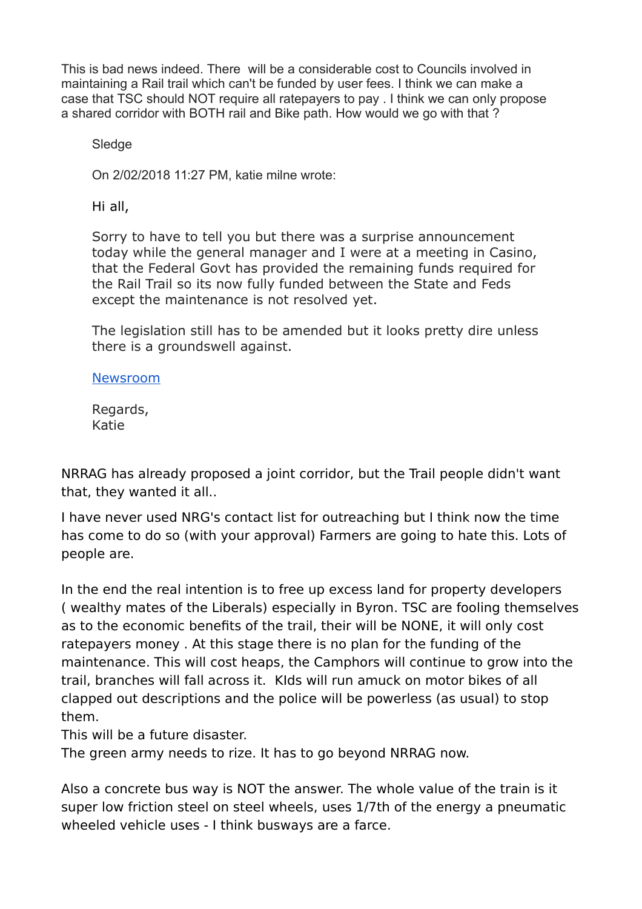This is bad news indeed. There will be a considerable cost to Councils involved in maintaining a Rail trail which can't be funded by user fees. I think we can make a case that TSC should NOT require all ratepayers to pay . I think we can only propose a shared corridor with BOTH rail and Bike path. How would we go with that ?

> Sledge
>
> On 2/02/2018 11:27 PM, katie milne wrote:
>
> Hi all,
>
> Sorry to have to tell you but there was a surprise announcement today while the general manager and I were at a meeting in Casino, that the Federal Govt has provided the remaining funds required for the Rail Trail so its now fully funded between the State and Feds except the maintenance is not resolved yet.
>
> The legislation still has to be amended but it looks pretty dire unless there is a groundswell against.
>
> [Newsroom]
>
> Regards,
> Katie

NRRAG has already proposed a joint corridor, but the Trail people didn't want that, they wanted it all..

I have never used NRG's contact list for outreaching but I think now the time has come to do so (with your approval) Farmers are going to hate this. Lots of people are.

In the end the real intention is to free up excess land for property developers ( wealthy mates of the Liberals) especially in Byron. TSC are fooling themselves as to the economic benefits of the trail, their will be NONE, it will only cost ratepayers money . At this stage there is no plan for the funding of the maintenance. This will cost heaps, the Camphors will continue to grow into the trail, branches will fall across it. KIds will run amuck on motor bikes of all clapped out descriptions and the police will be powerless (as usual) to stop them.
This will be a future disaster.
The green army needs to rize. It has to go beyond NRRAG now.

Also a concrete bus way is NOT the answer. The whole value of the train is it super low friction steel on steel wheels, uses 1/7th of the energy a pneumatic wheeled vehicle uses - I think busways are a farce.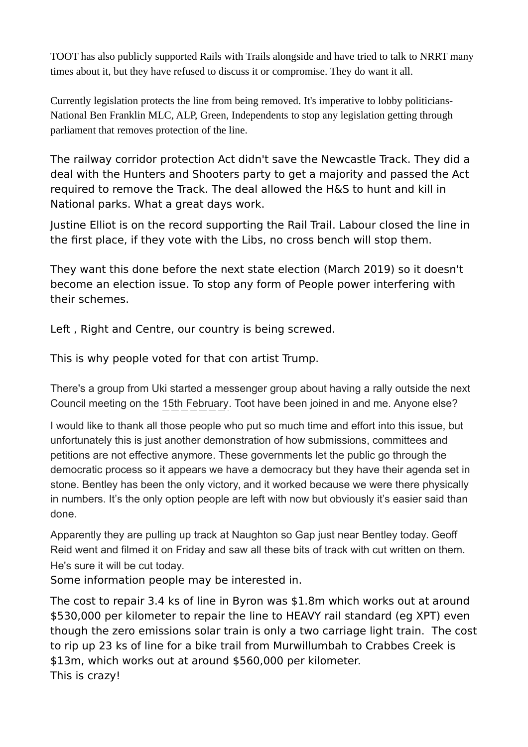TOOT has also publicly supported Rails with Trails alongside and have tried to talk to NRRT many times about it, but they have refused to discuss it or compromise. They do want it all.

Currently legislation protects the line from being removed. It's imperative to lobby politicians- National Ben Franklin MLC, ALP, Green, Independents to stop any legislation getting through parliament that removes protection of the line.

The railway corridor protection Act didn't save the Newcastle Track. They did a deal with the Hunters and Shooters party to get a majority and passed the Act required to remove the Track. The deal allowed the H&S to hunt and kill in National parks. What a great days work.

Justine Elliot is on the record supporting the Rail Trail. Labour closed the line in the first place, if they vote with the Libs, no cross bench will stop them.

They want this done before the next state election (March 2019) so it doesn't become an election issue. To stop any form of People power interfering with their schemes.

Left , Right and Centre, our country is being screwed.

This is why people voted for that con artist Trump.

There's a group from Uki started a messenger group about having a rally outside the next Council meeting on the 15th February. Toot have been joined in and me. Anyone else?

I would like to thank all those people who put so much time and effort into this issue, but unfortunately this is just another demonstration of how submissions, committees and petitions are not effective anymore. These governments let the public go through the democratic process so it appears we have a democracy but they have their agenda set in stone. Bentley has been the only victory, and it worked because we were there physically in numbers. It's the only option people are left with now but obviously it's easier said than done.

Apparently they are pulling up track at Naughton so Gap just near Bentley today. Geoff Reid went and filmed it on Friday and saw all these bits of track with cut written on them. He's sure it will be cut today.

Some information people may be interested in.

The cost to repair 3.4 ks of line in Byron was $1.8m which works out at around $530,000 per kilometer to repair the line to HEAVY rail standard (eg XPT) even though the zero emissions solar train is only a two carriage light train. The cost to rip up 23 ks of line for a bike trail from Murwillumbah to Crabbes Creek is $13m, which works out at around $560,000 per kilometer.
This is crazy!